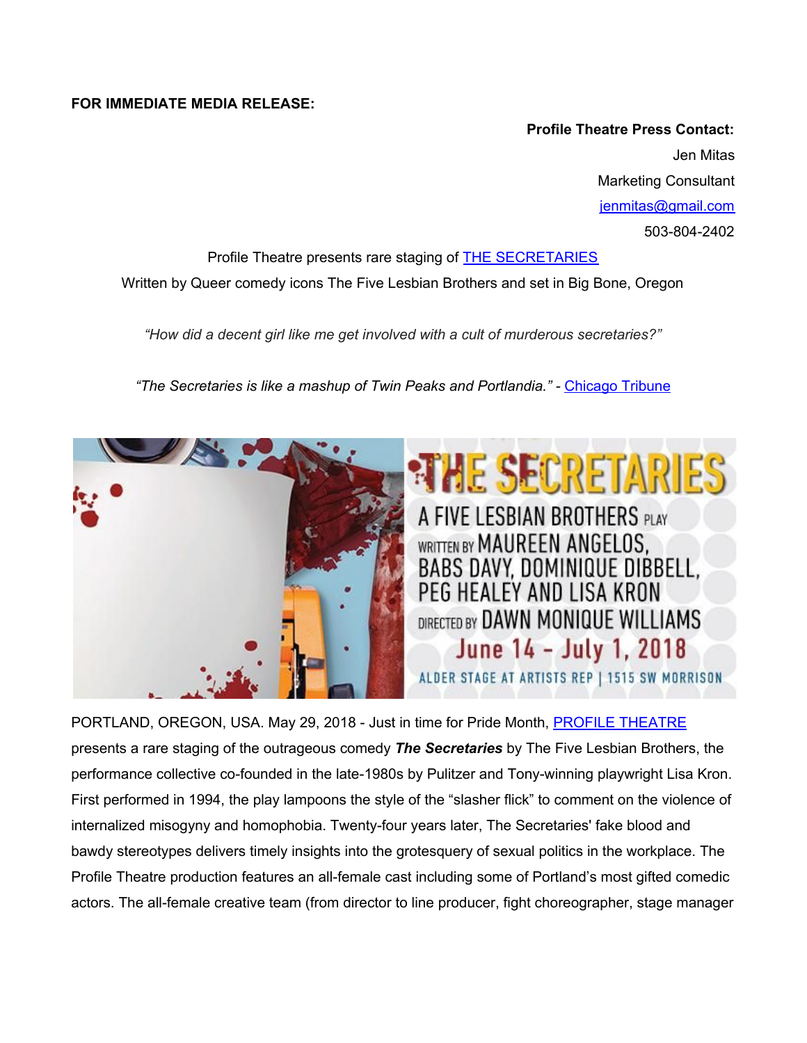**FOR IMMEDIATE MEDIA RELEASE:**

**Profile Theatre Press Contact:**
Jen Mitas
Marketing Consultant
jenmitas@gmail.com
503-804-2402

Profile Theatre presents rare staging of THE SECRETARIES
Written by Queer comedy icons The Five Lesbian Brothers and set in Big Bone, Oregon

*"How did a decent girl like me get involved with a cult of murderous secretaries?"*

*"The Secretaries is like a mashup of Twin Peaks and Portlandia."* - Chicago Tribune

THE SECRETARIES
A FIVE LESBIAN BROTHERS PLAY
WRITTEN BY MAUREEN ANGELOS, BABS DAVY, DOMINIQUE DIBBELL, PEG HEALEY AND LISA KRON
DIRECTED BY DAWN MONIQUE WILLIAMS
June 14 - July 1, 2018
ALDER STAGE AT ARTISTS REP | 1515 SW MORRISON

PORTLAND, OREGON, USA. May 29, 2018 - Just in time for Pride Month, PROFILE THEATRE presents a rare staging of the outrageous comedy ***The Secretaries*** by The Five Lesbian Brothers, the performance collective co-founded in the late-1980s by Pulitzer and Tony-winning playwright Lisa Kron. First performed in 1994, the play lampoons the style of the "slasher flick" to comment on the violence of internalized misogyny and homophobia. Twenty-four years later, The Secretaries' fake blood and bawdy stereotypes delivers timely insights into the grotesquery of sexual politics in the workplace. The Profile Theatre production features an all-female cast including some of Portland's most gifted comedic actors. The all-female creative team (from director to line producer, fight choreographer, stage manager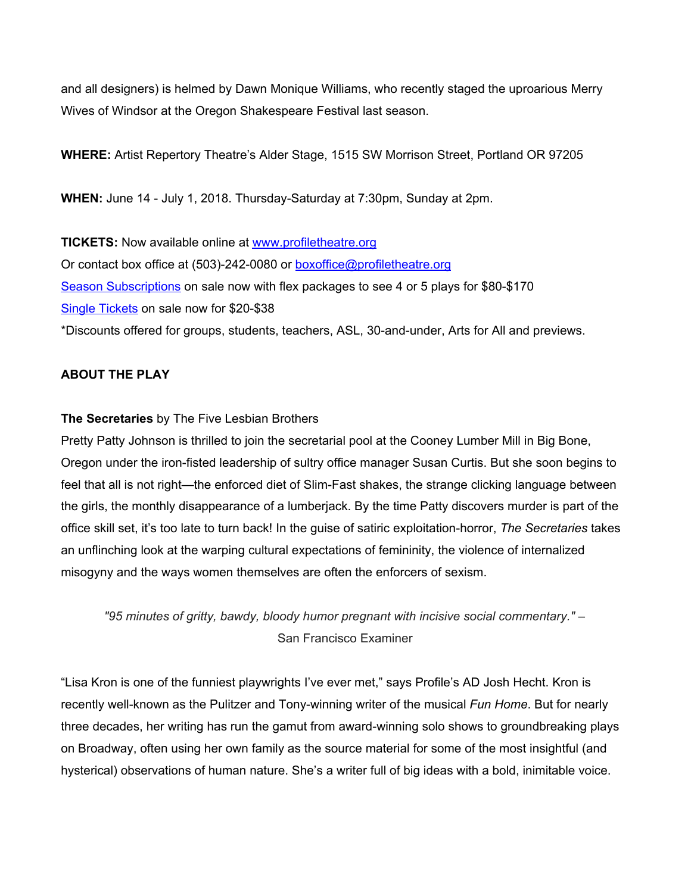and all designers) is helmed by Dawn Monique Williams, who recently staged the uproarious Merry Wives of Windsor at the Oregon Shakespeare Festival last season.

**WHERE:** Artist Repertory Theatre's Alder Stage, 1515 SW Morrison Street, Portland OR 97205

**WHEN:** June 14 - July 1, 2018. Thursday-Saturday at 7:30pm, Sunday at 2pm.

**TICKETS:** Now available online at [www.profiletheatre.org](http://www.profiletheatre.org)
Or contact box office at (503)-242-0080 or [boxoffice@profiletheatre.org](mailto:boxoffice@profiletheatre.org)
[Season Subscriptions](#) on sale now with flex packages to see 4 or 5 plays for $80-$170
[Single Tickets](#) on sale now for $20-$38
*Discounts offered for groups, students, teachers, ASL, 30-and-under, Arts for All and previews.

**ABOUT THE PLAY**

**The Secretaries** by The Five Lesbian Brothers
Pretty Patty Johnson is thrilled to join the secretarial pool at the Cooney Lumber Mill in Big Bone, Oregon under the iron-fisted leadership of sultry office manager Susan Curtis. But she soon begins to feel that all is not right—the enforced diet of Slim-Fast shakes, the strange clicking language between the girls, the monthly disappearance of a lumberjack. By the time Patty discovers murder is part of the office skill set, it's too late to turn back! In the guise of satiric exploitation-horror, *The Secretaries* takes an unflinching look at the warping cultural expectations of femininity, the violence of internalized misogyny and the ways women themselves are often the enforcers of sexism.

> *"95 minutes of gritty, bawdy, bloody humor pregnant with incisive social commentary."* – San Francisco Examiner

"Lisa Kron is one of the funniest playwrights I've ever met," says Profile's AD Josh Hecht. Kron is recently well-known as the Pulitzer and Tony-winning writer of the musical *Fun Home*. But for nearly three decades, her writing has run the gamut from award-winning solo shows to groundbreaking plays on Broadway, often using her own family as the source material for some of the most insightful (and hysterical) observations of human nature. She's a writer full of big ideas with a bold, inimitable voice.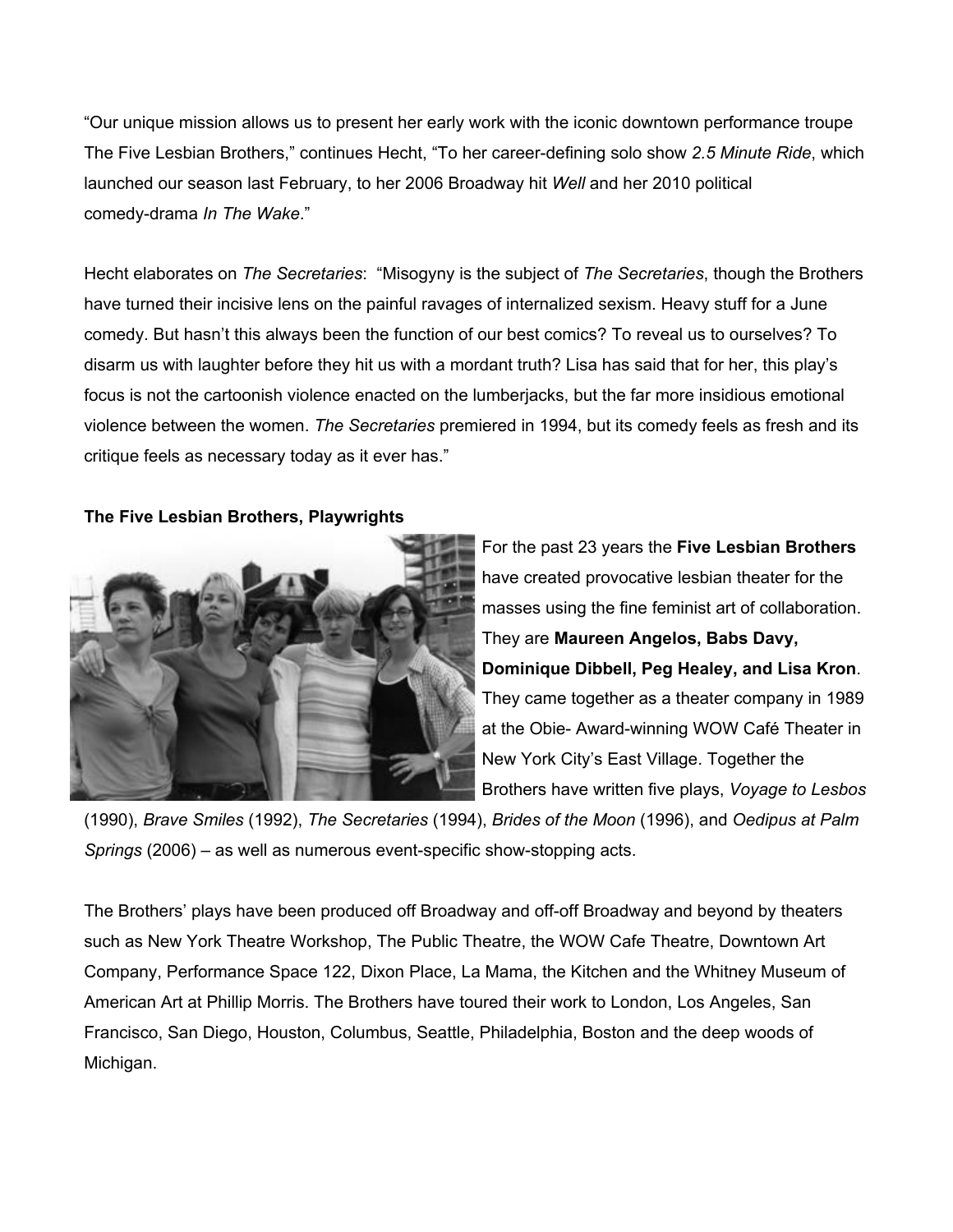"Our unique mission allows us to present her early work with the iconic downtown performance troupe The Five Lesbian Brothers," continues Hecht, "To her career-defining solo show *2.5 Minute Ride*, which launched our season last February, to her 2006 Broadway hit *Well* and her 2010 political comedy-drama *In The Wake*."

Hecht elaborates on *The Secretaries*: "Misogyny is the subject of *The Secretaries*, though the Brothers have turned their incisive lens on the painful ravages of internalized sexism. Heavy stuff for a June comedy. But hasn't this always been the function of our best comics? To reveal us to ourselves? To disarm us with laughter before they hit us with a mordant truth? Lisa has said that for her, this play's focus is not the cartoonish violence enacted on the lumberjacks, but the far more insidious emotional violence between the women. *The Secretaries* premiered in 1994, but its comedy feels as fresh and its critique feels as necessary today as it ever has."

**The Five Lesbian Brothers, Playwrights**

For the past 23 years the **Five Lesbian Brothers** have created provocative lesbian theater for the masses using the fine feminist art of collaboration. They are **Maureen Angelos, Babs Davy, Dominique Dibbell, Peg Healey, and Lisa Kron**. They came together as a theater company in 1989 at the Obie- Award-winning WOW Café Theater in New York City's East Village. Together the Brothers have written five plays, *Voyage to Lesbos* (1990), *Brave Smiles* (1992), *The Secretaries* (1994), *Brides of the Moon* (1996), and *Oedipus at Palm Springs* (2006) – as well as numerous event-specific show-stopping acts.

The Brothers' plays have been produced off Broadway and off-off Broadway and beyond by theaters such as New York Theatre Workshop, The Public Theatre, the WOW Cafe Theatre, Downtown Art Company, Performance Space 122, Dixon Place, La Mama, the Kitchen and the Whitney Museum of American Art at Phillip Morris. The Brothers have toured their work to London, Los Angeles, San Francisco, San Diego, Houston, Columbus, Seattle, Philadelphia, Boston and the deep woods of Michigan.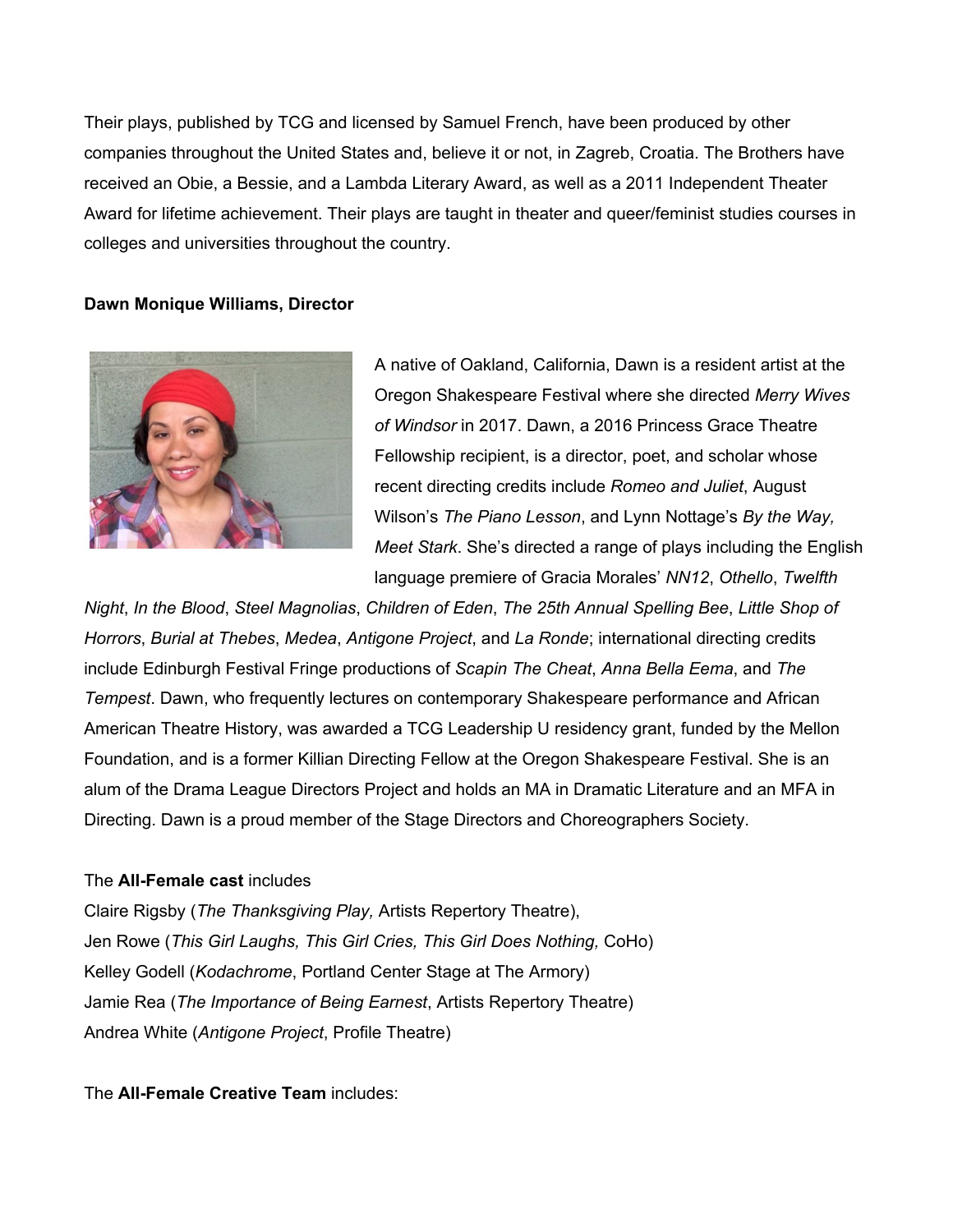Their plays, published by TCG and licensed by Samuel French, have been produced by other companies throughout the United States and, believe it or not, in Zagreb, Croatia. The Brothers have received an Obie, a Bessie, and a Lambda Literary Award, as well as a 2011 Independent Theater Award for lifetime achievement. Their plays are taught in theater and queer/feminist studies courses in colleges and universities throughout the country.

**Dawn Monique Williams, Director**

A native of Oakland, California, Dawn is a resident artist at the Oregon Shakespeare Festival where she directed *Merry Wives of Windsor* in 2017. Dawn, a 2016 Princess Grace Theatre Fellowship recipient, is a director, poet, and scholar whose recent directing credits include *Romeo and Juliet*, August Wilson's *The Piano Lesson*, and Lynn Nottage's *By the Way, Meet Stark*. She's directed a range of plays including the English language premiere of Gracia Morales' *NN12*, *Othello*, *Twelfth Night*, *In the Blood*, *Steel Magnolias*, *Children of Eden*, *The 25th Annual Spelling Bee*, *Little Shop of Horrors*, *Burial at Thebes*, *Medea*, *Antigone Project*, and *La Ronde*; international directing credits include Edinburgh Festival Fringe productions of *Scapin The Cheat*, *Anna Bella Eema*, and *The Tempest*. Dawn, who frequently lectures on contemporary Shakespeare performance and African American Theatre History, was awarded a TCG Leadership U residency grant, funded by the Mellon Foundation, and is a former Killian Directing Fellow at the Oregon Shakespeare Festival. She is an alum of the Drama League Directors Project and holds an MA in Dramatic Literature and an MFA in Directing. Dawn is a proud member of the Stage Directors and Choreographers Society.

The **All-Female cast** includes
Claire Rigsby (*The Thanksgiving Play,* Artists Repertory Theatre),
Jen Rowe (*This Girl Laughs, This Girl Cries, This Girl Does Nothing,* CoHo)
Kelley Godell (*Kodachrome*, Portland Center Stage at The Armory)
Jamie Rea (*The Importance of Being Earnest*, Artists Repertory Theatre)
Andrea White (*Antigone Project*, Profile Theatre)

The **All-Female Creative Team** includes: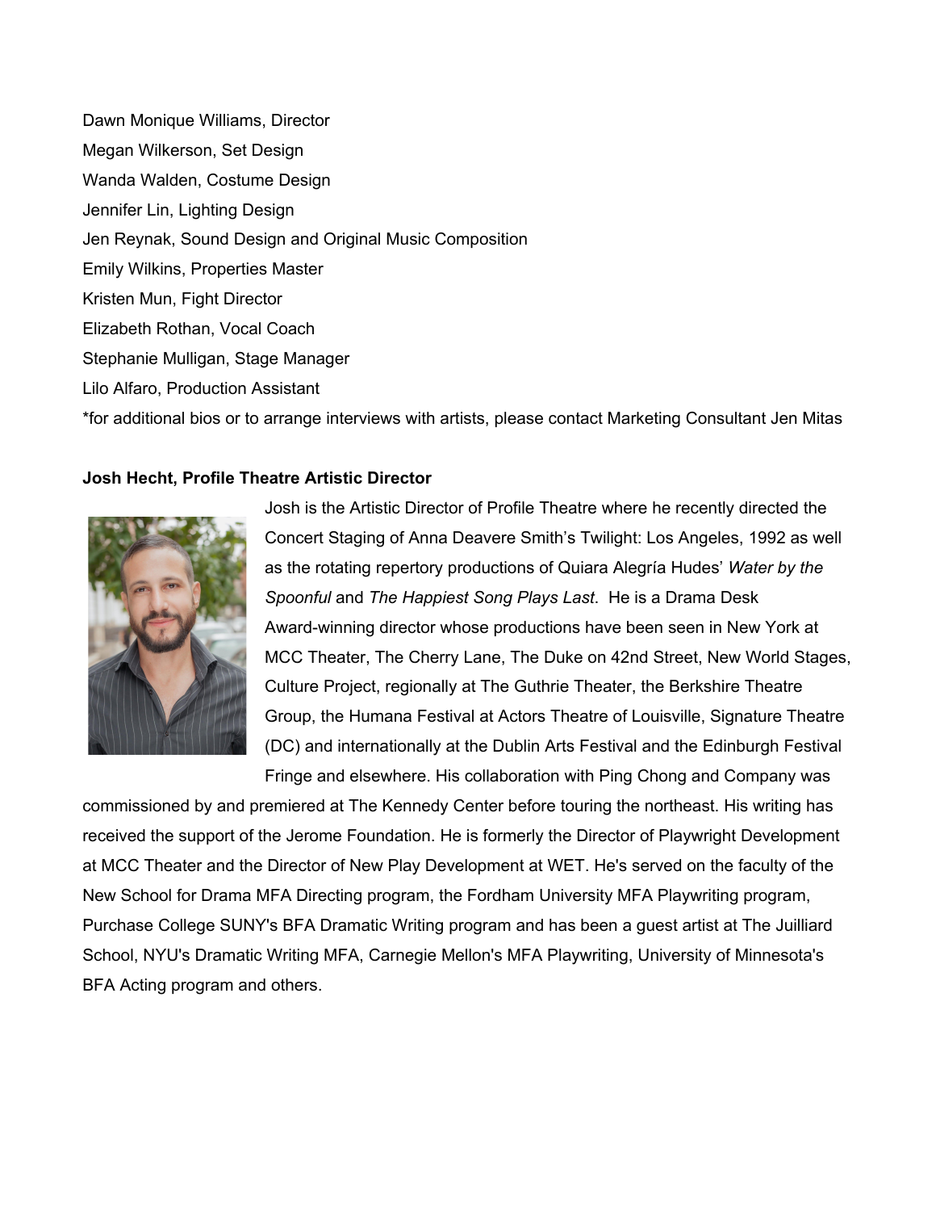Dawn Monique Williams, Director

Megan Wilkerson, Set Design

Wanda Walden, Costume Design

Jennifer Lin, Lighting Design

Jen Reynak, Sound Design and Original Music Composition

Emily Wilkins, Properties Master

Kristen Mun, Fight Director

Elizabeth Rothan, Vocal Coach

Stephanie Mulligan, Stage Manager

Lilo Alfaro, Production Assistant

*for additional bios or to arrange interviews with artists, please contact Marketing Consultant Jen Mitas

**Josh Hecht, Profile Theatre Artistic Director**

Josh is the Artistic Director of Profile Theatre where he recently directed the Concert Staging of Anna Deavere Smith's Twilight: Los Angeles, 1992 as well as the rotating repertory productions of Quiara Alegría Hudes' *Water by the Spoonful* and *The Happiest Song Plays Last*. He is a Drama Desk Award-winning director whose productions have been seen in New York at MCC Theater, The Cherry Lane, The Duke on 42nd Street, New World Stages, Culture Project, regionally at The Guthrie Theater, the Berkshire Theatre Group, the Humana Festival at Actors Theatre of Louisville, Signature Theatre (DC) and internationally at the Dublin Arts Festival and the Edinburgh Festival Fringe and elsewhere. His collaboration with Ping Chong and Company was commissioned by and premiered at The Kennedy Center before touring the northeast. His writing has received the support of the Jerome Foundation. He is formerly the Director of Playwright Development at MCC Theater and the Director of New Play Development at WET. He's served on the faculty of the New School for Drama MFA Directing program, the Fordham University MFA Playwriting program, Purchase College SUNY's BFA Dramatic Writing program and has been a guest artist at The Juilliard School, NYU's Dramatic Writing MFA, Carnegie Mellon's MFA Playwriting, University of Minnesota's BFA Acting program and others.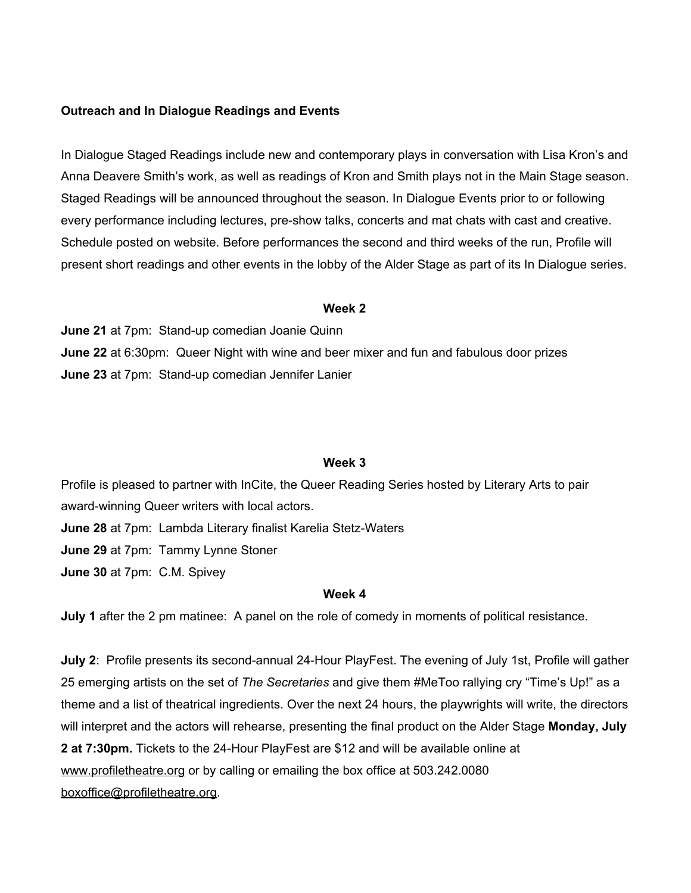**Outreach and In Dialogue Readings and Events**

In Dialogue Staged Readings include new and contemporary plays in conversation with Lisa Kron's and Anna Deavere Smith's work, as well as readings of Kron and Smith plays not in the Main Stage season. Staged Readings will be announced throughout the season. In Dialogue Events prior to or following every performance including lectures, pre-show talks, concerts and mat chats with cast and creative. Schedule posted on website. Before performances the second and third weeks of the run, Profile will present short readings and other events in the lobby of the Alder Stage as part of its In Dialogue series.

**Week 2**

**June 21** at 7pm: Stand-up comedian Joanie Quinn

**June 22** at 6:30pm: Queer Night with wine and beer mixer and fun and fabulous door prizes

**June 23** at 7pm: Stand-up comedian Jennifer Lanier

**Week 3**

Profile is pleased to partner with InCite, the Queer Reading Series hosted by Literary Arts to pair award-winning Queer writers with local actors.

**June 28** at 7pm: Lambda Literary finalist Karelia Stetz-Waters

**June 29** at 7pm: Tammy Lynne Stoner

**June 30** at 7pm: C.M. Spivey

**Week 4**

**July 1** after the 2 pm matinee: A panel on the role of comedy in moments of political resistance.

**July 2**: Profile presents its second-annual 24-Hour PlayFest. The evening of July 1st, Profile will gather 25 emerging artists on the set of *The Secretaries* and give them #MeToo rallying cry "Time's Up!" as a theme and a list of theatrical ingredients. Over the next 24 hours, the playwrights will write, the directors will interpret and the actors will rehearse, presenting the final product on the Alder Stage **Monday, July 2 at 7:30pm.** Tickets to the 24-Hour PlayFest are $12 and will be available online at www.profiletheatre.org or by calling or emailing the box office at 503.242.0080 boxoffice@profiletheatre.org.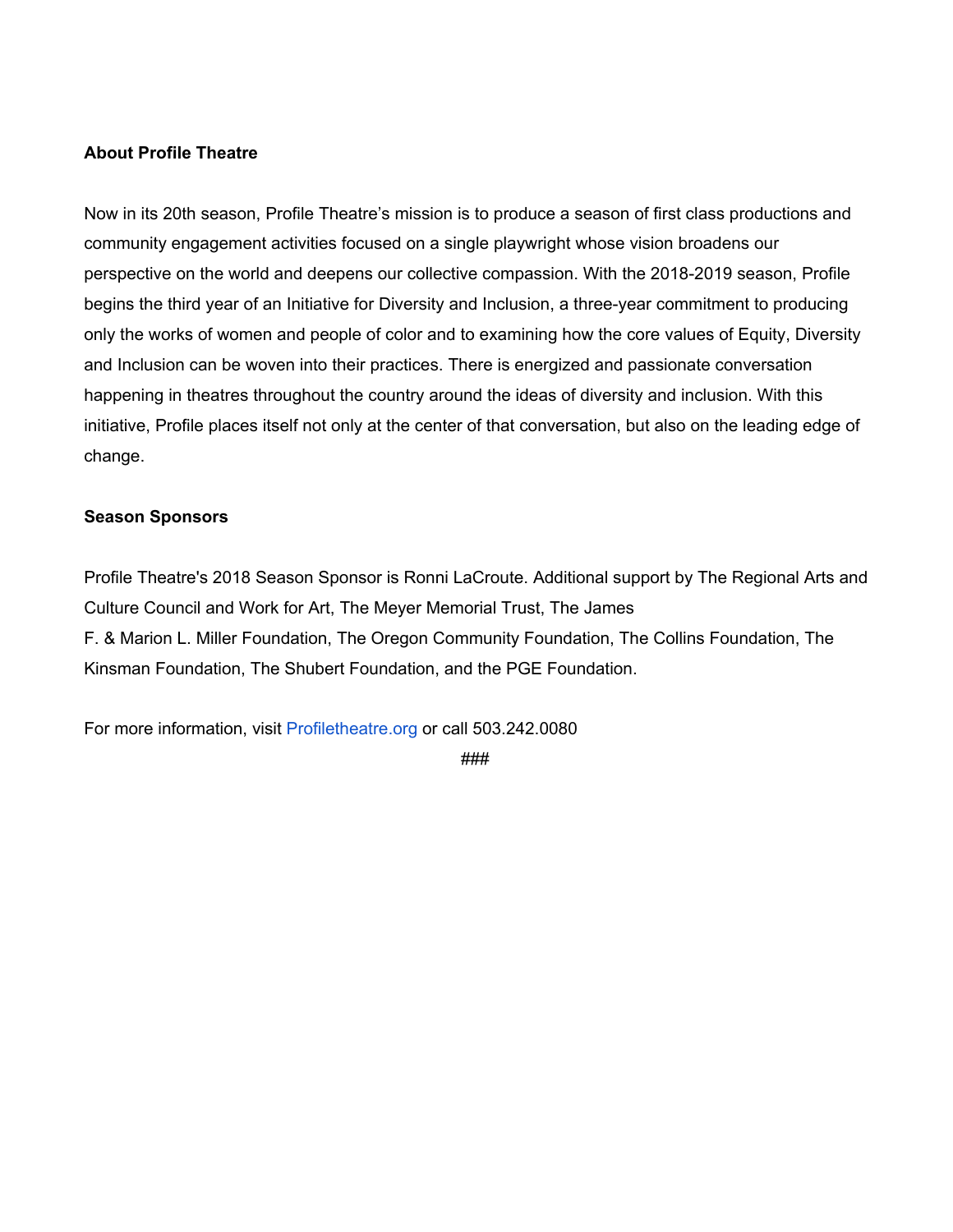**About Profile Theatre**

Now in its 20th season, Profile Theatre's mission is to produce a season of first class productions and community engagement activities focused on a single playwright whose vision broadens our perspective on the world and deepens our collective compassion. With the 2018-2019 season, Profile begins the third year of an Initiative for Diversity and Inclusion, a three-year commitment to producing only the works of women and people of color and to examining how the core values of Equity, Diversity and Inclusion can be woven into their practices. There is energized and passionate conversation happening in theatres throughout the country around the ideas of diversity and inclusion. With this initiative, Profile places itself not only at the center of that conversation, but also on the leading edge of change.

**Season Sponsors**

Profile Theatre's 2018 Season Sponsor is Ronni LaCroute. Additional support by The Regional Arts and Culture Council and Work for Art, The Meyer Memorial Trust, The James F. & Marion L. Miller Foundation, The Oregon Community Foundation, The Collins Foundation, The Kinsman Foundation, The Shubert Foundation, and the PGE Foundation.

For more information, visit Profiletheatre.org or call 503.242.0080

###